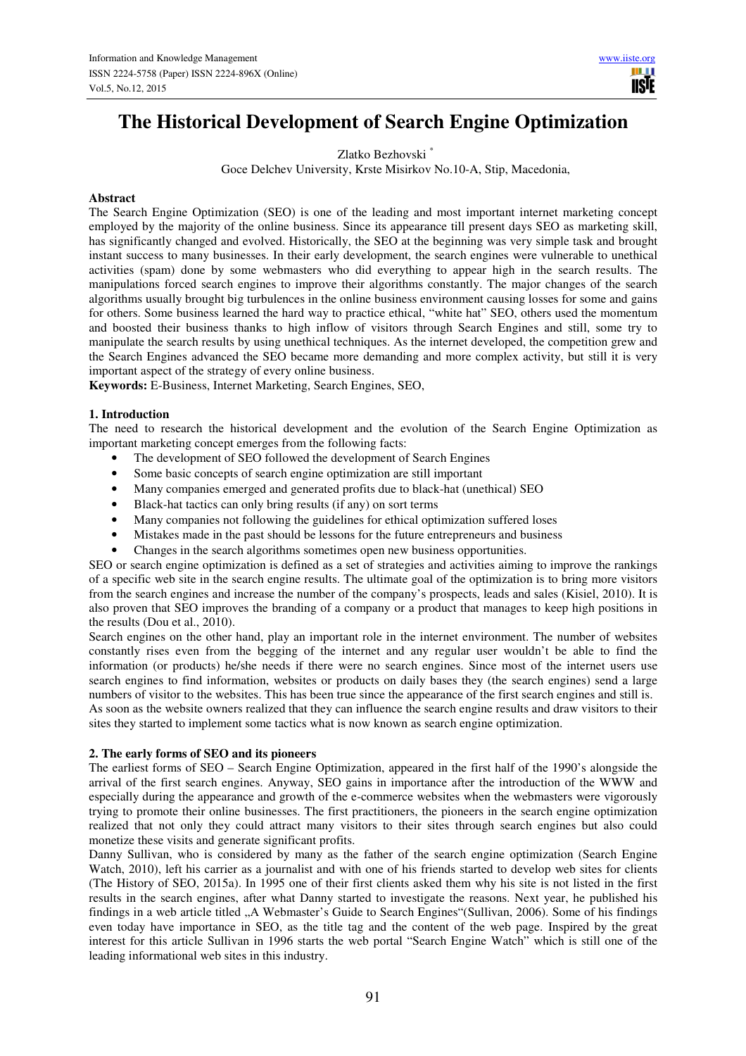# The Historical Development of Search Engine Optimization

Zlatko Bezhovski [*]

Goce Delchev University, Krste Misirkov No.10-A, Stip, Macedonia,

**Abstract**

The Search Engine Optimization (SEO) is one of the leading and most important internet marketing concept employed by the majority of the online business. Since its appearance till present days SEO as marketing skill, has significantly changed and evolved. Historically, the SEO at the beginning was very simple task and brought instant success to many businesses. In their early development, the search engines were vulnerable to unethical activities (spam) done by some webmasters who did everything to appear high in the search results. The manipulations forced search engines to improve their algorithms constantly. The major changes of the search algorithms usually brought big turbulences in the online business environment causing losses for some and gains for others. Some business learned the hard way to practice ethical, "white hat" SEO, others used the momentum and boosted their business thanks to high inflow of visitors through Search Engines and still, some try to manipulate the search results by using unethical techniques. As the internet developed, the competition grew and the Search Engines advanced the SEO became more demanding and more complex activity, but still it is very important aspect of the strategy of every online business.

**Keywords:** E-Business, Internet Marketing, Search Engines, SEO,

## 1. Introduction

The need to research the historical development and the evolution of the Search Engine Optimization as important marketing concept emerges from the following facts:

- The development of SEO followed the development of Search Engines
- Some basic concepts of search engine optimization are still important
- Many companies emerged and generated profits due to black-hat (unethical) SEO
- Black-hat tactics can only bring results (if any) on sort terms
- Many companies not following the guidelines for ethical optimization suffered loses
- Mistakes made in the past should be lessons for the future entrepreneurs and business
- Changes in the search algorithms sometimes open new business opportunities.

SEO or search engine optimization is defined as a set of strategies and activities aiming to improve the rankings of a specific web site in the search engine results. The ultimate goal of the optimization is to bring more visitors from the search engines and increase the number of the company's prospects, leads and sales (Kisiel, 2010). It is also proven that SEO improves the branding of a company or a product that manages to keep high positions in the results (Dou et al., 2010).

Search engines on the other hand, play an important role in the internet environment. The number of websites constantly rises even from the begging of the internet and any regular user wouldn't be able to find the information (or products) he/she needs if there were no search engines. Since most of the internet users use search engines to find information, websites or products on daily bases they (the search engines) send a large numbers of visitor to the websites. This has been true since the appearance of the first search engines and still is. As soon as the website owners realized that they can influence the search engine results and draw visitors to their sites they started to implement some tactics what is now known as search engine optimization.

## 2. The early forms of SEO and its pioneers

The earliest forms of SEO – Search Engine Optimization, appeared in the first half of the 1990's alongside the arrival of the first search engines. Anyway, SEO gains in importance after the introduction of the WWW and especially during the appearance and growth of the e-commerce websites when the webmasters were vigorously trying to promote their online businesses. The first practitioners, the pioneers in the search engine optimization realized that not only they could attract many visitors to their sites through search engines but also could monetize these visits and generate significant profits.

Danny Sullivan, who is considered by many as the father of the search engine optimization (Search Engine Watch, 2010), left his carrier as a journalist and with one of his friends started to develop web sites for clients (The History of SEO, 2015a). In 1995 one of their first clients asked them why his site is not listed in the first results in the search engines, after what Danny started to investigate the reasons. Next year, he published his findings in a web article titled „A Webmaster's Guide to Search Engines"(Sullivan, 2006). Some of his findings even today have importance in SEO, as the title tag and the content of the web page. Inspired by the great interest for this article Sullivan in 1996 starts the web portal "Search Engine Watch" which is still one of the leading informational web sites in this industry.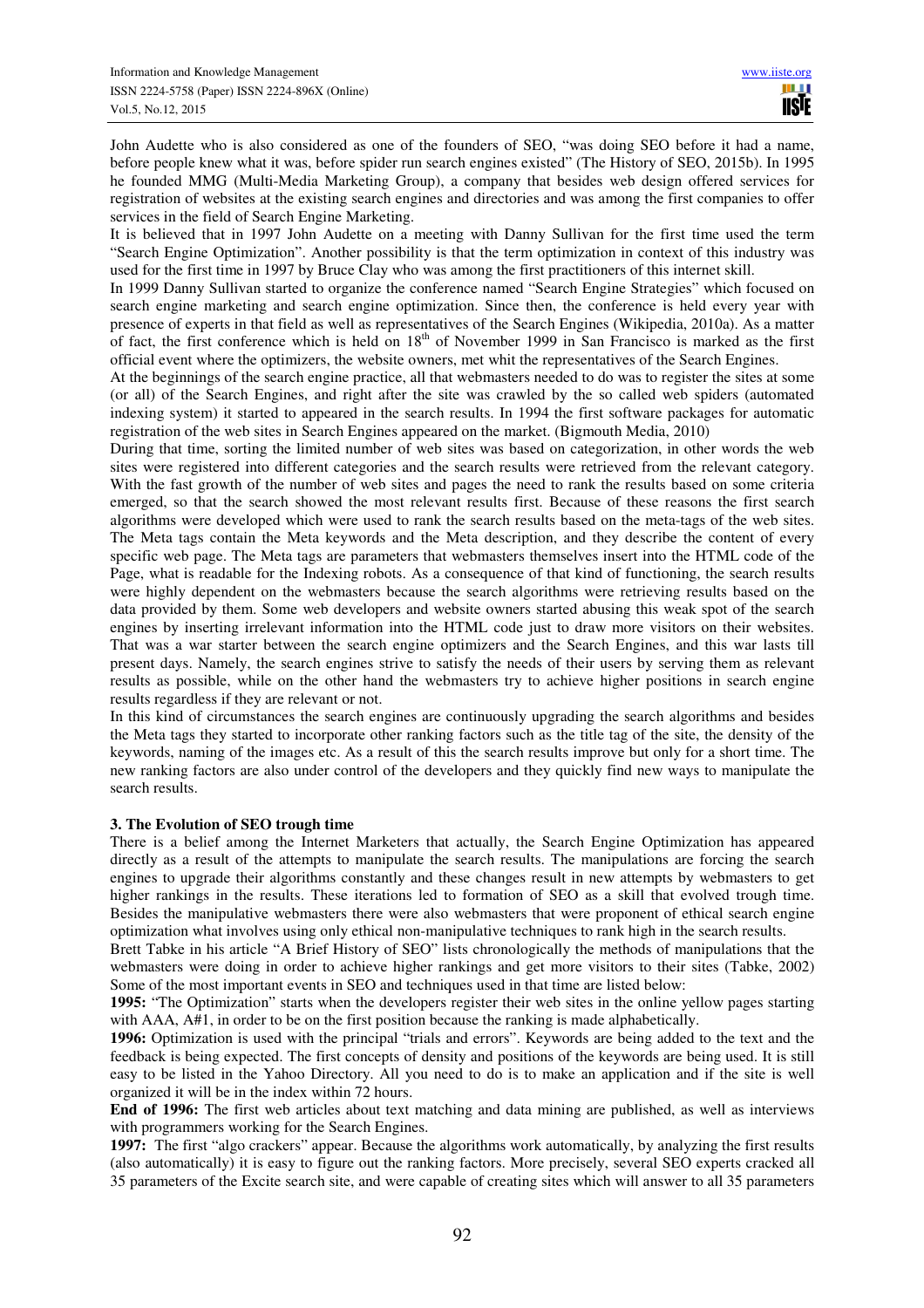John Audette who is also considered as one of the founders of SEO, "was doing SEO before it had a name, before people knew what it was, before spider run search engines existed" (The History of SEO, 2015b). In 1995 he founded MMG (Multi-Media Marketing Group), a company that besides web design offered services for registration of websites at the existing search engines and directories and was among the first companies to offer services in the field of Search Engine Marketing.

It is believed that in 1997 John Audette on a meeting with Danny Sullivan for the first time used the term "Search Engine Optimization". Another possibility is that the term optimization in context of this industry was used for the first time in 1997 by Bruce Clay who was among the first practitioners of this internet skill.

In 1999 Danny Sullivan started to organize the conference named "Search Engine Strategies" which focused on search engine marketing and search engine optimization. Since then, the conference is held every year with presence of experts in that field as well as representatives of the Search Engines (Wikipedia, 2010a). As a matter of fact, the first conference which is held on 18th of November 1999 in San Francisco is marked as the first official event where the optimizers, the website owners, met whit the representatives of the Search Engines.

At the beginnings of the search engine practice, all that webmasters needed to do was to register the sites at some (or all) of the Search Engines, and right after the site was crawled by the so called web spiders (automated indexing system) it started to appeared in the search results. In 1994 the first software packages for automatic registration of the web sites in Search Engines appeared on the market. (Bigmouth Media, 2010)

During that time, sorting the limited number of web sites was based on categorization, in other words the web sites were registered into different categories and the search results were retrieved from the relevant category. With the fast growth of the number of web sites and pages the need to rank the results based on some criteria emerged, so that the search showed the most relevant results first. Because of these reasons the first search algorithms were developed which were used to rank the search results based on the meta-tags of the web sites. The Meta tags contain the Meta keywords and the Meta description, and they describe the content of every specific web page. The Meta tags are parameters that webmasters themselves insert into the HTML code of the Page, what is readable for the Indexing robots. As a consequence of that kind of functioning, the search results were highly dependent on the webmasters because the search algorithms were retrieving results based on the data provided by them. Some web developers and website owners started abusing this weak spot of the search engines by inserting irrelevant information into the HTML code just to draw more visitors on their websites. That was a war starter between the search engine optimizers and the Search Engines, and this war lasts till present days. Namely, the search engines strive to satisfy the needs of their users by serving them as relevant results as possible, while on the other hand the webmasters try to achieve higher positions in search engine results regardless if they are relevant or not.

In this kind of circumstances the search engines are continuously upgrading the search algorithms and besides the Meta tags they started to incorporate other ranking factors such as the title tag of the site, the density of the keywords, naming of the images etc. As a result of this the search results improve but only for a short time. The new ranking factors are also under control of the developers and they quickly find new ways to manipulate the search results.

### 3. The Evolution of SEO trough time

There is a belief among the Internet Marketers that actually, the Search Engine Optimization has appeared directly as a result of the attempts to manipulate the search results. The manipulations are forcing the search engines to upgrade their algorithms constantly and these changes result in new attempts by webmasters to get higher rankings in the results. These iterations led to formation of SEO as a skill that evolved trough time. Besides the manipulative webmasters there were also webmasters that were proponent of ethical search engine optimization what involves using only ethical non-manipulative techniques to rank high in the search results.

Brett Tabke in his article "A Brief History of SEO" lists chronologically the methods of manipulations that the webmasters were doing in order to achieve higher rankings and get more visitors to their sites (Tabke, 2002) Some of the most important events in SEO and techniques used in that time are listed below:

**1995:** "The Optimization" starts when the developers register their web sites in the online yellow pages starting with AAA, A#1, in order to be on the first position because the ranking is made alphabetically.

**1996:** Optimization is used with the principal "trials and errors". Keywords are being added to the text and the feedback is being expected. The first concepts of density and positions of the keywords are being used. It is still easy to be listed in the Yahoo Directory. All you need to do is to make an application and if the site is well organized it will be in the index within 72 hours.

**End of 1996:** The first web articles about text matching and data mining are published, as well as interviews with programmers working for the Search Engines.

**1997:** The first "algo crackers" appear. Because the algorithms work automatically, by analyzing the first results (also automatically) it is easy to figure out the ranking factors. More precisely, several SEO experts cracked all 35 parameters of the Excite search site, and were capable of creating sites which will answer to all 35 parameters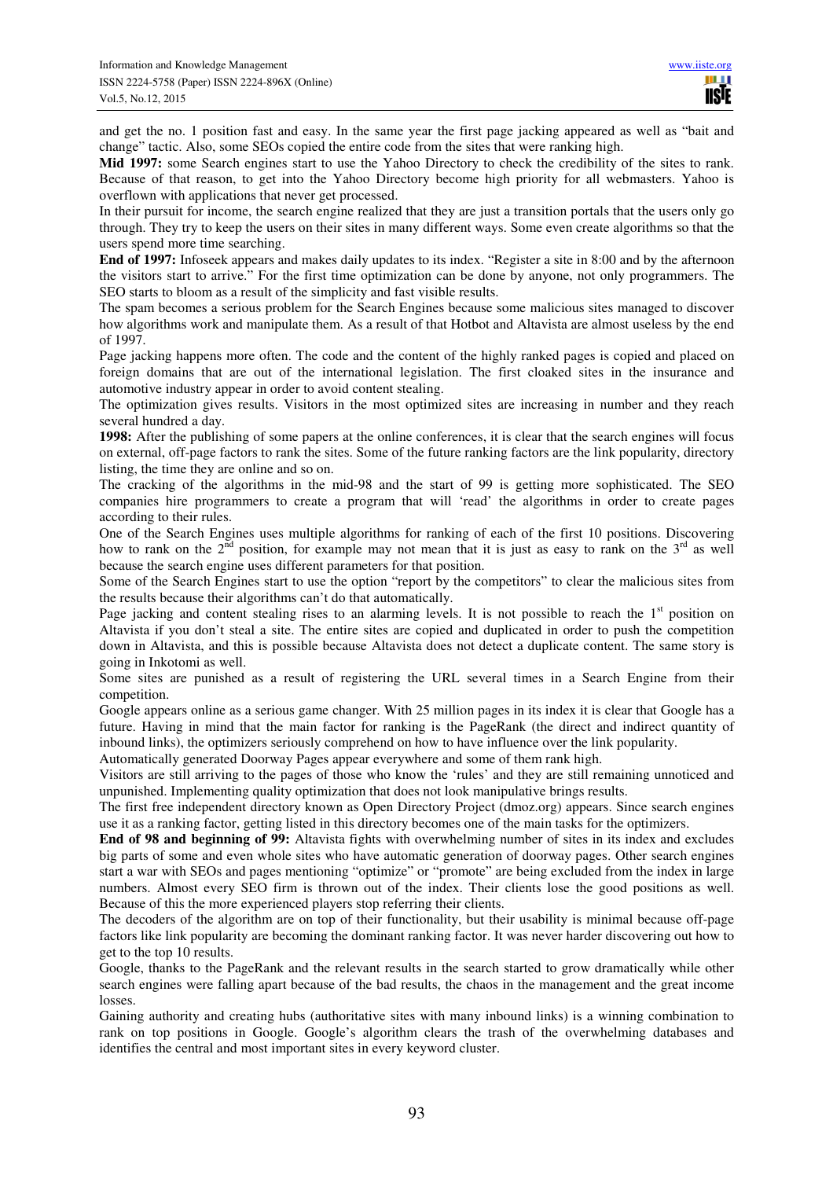and get the no. 1 position fast and easy. In the same year the first page jacking appeared as well as "bait and change" tactic. Also, some SEOs copied the entire code from the sites that were ranking high.

**Mid 1997:** some Search engines start to use the Yahoo Directory to check the credibility of the sites to rank. Because of that reason, to get into the Yahoo Directory become high priority for all webmasters. Yahoo is overflown with applications that never get processed.

In their pursuit for income, the search engine realized that they are just a transition portals that the users only go through. They try to keep the users on their sites in many different ways. Some even create algorithms so that the users spend more time searching.

**End of 1997:** Infoseek appears and makes daily updates to its index. "Register a site in 8:00 and by the afternoon the visitors start to arrive." For the first time optimization can be done by anyone, not only programmers. The SEO starts to bloom as a result of the simplicity and fast visible results.

The spam becomes a serious problem for the Search Engines because some malicious sites managed to discover how algorithms work and manipulate them. As a result of that Hotbot and Altavista are almost useless by the end of 1997.

Page jacking happens more often. The code and the content of the highly ranked pages is copied and placed on foreign domains that are out of the international legislation. The first cloaked sites in the insurance and automotive industry appear in order to avoid content stealing.

The optimization gives results. Visitors in the most optimized sites are increasing in number and they reach several hundred a day.

**1998:** After the publishing of some papers at the online conferences, it is clear that the search engines will focus on external, off-page factors to rank the sites. Some of the future ranking factors are the link popularity, directory listing, the time they are online and so on.

The cracking of the algorithms in the mid-98 and the start of 99 is getting more sophisticated. The SEO companies hire programmers to create a program that will 'read' the algorithms in order to create pages according to their rules.

One of the Search Engines uses multiple algorithms for ranking of each of the first 10 positions. Discovering how to rank on the 2nd position, for example may not mean that it is just as easy to rank on the 3rd as well because the search engine uses different parameters for that position.

Some of the Search Engines start to use the option "report by the competitors" to clear the malicious sites from the results because their algorithms can't do that automatically.

Page jacking and content stealing rises to an alarming levels. It is not possible to reach the 1st position on Altavista if you don't steal a site. The entire sites are copied and duplicated in order to push the competition down in Altavista, and this is possible because Altavista does not detect a duplicate content. The same story is going in Inkotomi as well.

Some sites are punished as a result of registering the URL several times in a Search Engine from their competition.

Google appears online as a serious game changer. With 25 million pages in its index it is clear that Google has a future. Having in mind that the main factor for ranking is the PageRank (the direct and indirect quantity of inbound links), the optimizers seriously comprehend on how to have influence over the link popularity.

Automatically generated Doorway Pages appear everywhere and some of them rank high.

Visitors are still arriving to the pages of those who know the 'rules' and they are still remaining unnoticed and unpunished. Implementing quality optimization that does not look manipulative brings results.

The first free independent directory known as Open Directory Project (dmoz.org) appears. Since search engines use it as a ranking factor, getting listed in this directory becomes one of the main tasks for the optimizers.

**End of 98 and beginning of 99:** Altavista fights with overwhelming number of sites in its index and excludes big parts of some and even whole sites who have automatic generation of doorway pages. Other search engines start a war with SEOs and pages mentioning "optimize" or "promote" are being excluded from the index in large numbers. Almost every SEO firm is thrown out of the index. Their clients lose the good positions as well. Because of this the more experienced players stop referring their clients.

The decoders of the algorithm are on top of their functionality, but their usability is minimal because off-page factors like link popularity are becoming the dominant ranking factor. It was never harder discovering out how to get to the top 10 results.

Google, thanks to the PageRank and the relevant results in the search started to grow dramatically while other search engines were falling apart because of the bad results, the chaos in the management and the great income losses.

Gaining authority and creating hubs (authoritative sites with many inbound links) is a winning combination to rank on top positions in Google. Google's algorithm clears the trash of the overwhelming databases and identifies the central and most important sites in every keyword cluster.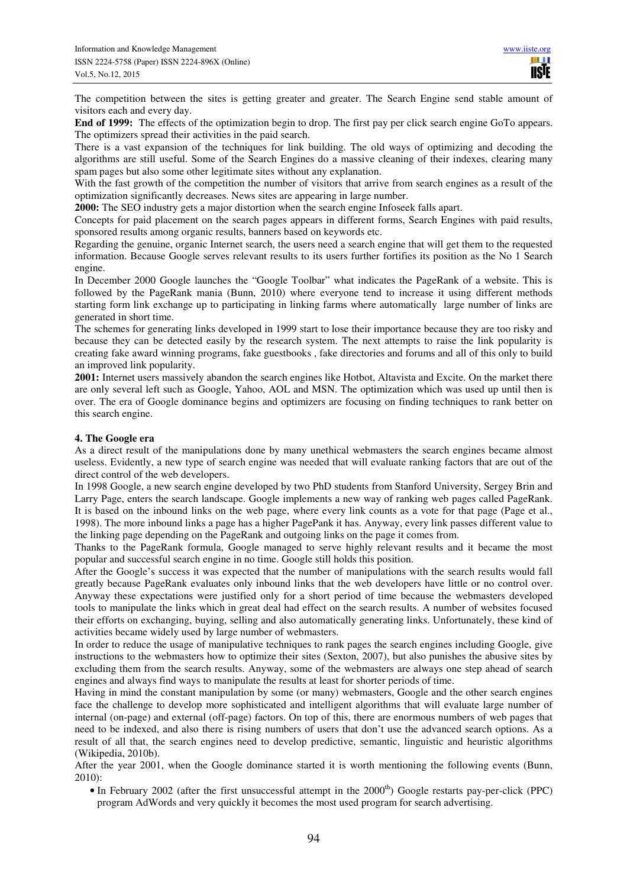The competition between the sites is getting greater and greater. The Search Engine send stable amount of visitors each and every day.

**End of 1999:** The effects of the optimization begin to drop. The first pay per click search engine GoTo appears. The optimizers spread their activities in the paid search.

There is a vast expansion of the techniques for link building. The old ways of optimizing and decoding the algorithms are still useful. Some of the Search Engines do a massive cleaning of their indexes, clearing many spam pages but also some other legitimate sites without any explanation.

With the fast growth of the competition the number of visitors that arrive from search engines as a result of the optimization significantly decreases. News sites are appearing in large number.

**2000:** The SEO industry gets a major distortion when the search engine Infoseek falls apart.

Concepts for paid placement on the search pages appears in different forms, Search Engines with paid results, sponsored results among organic results, banners based on keywords etc.

Regarding the genuine, organic Internet search, the users need a search engine that will get them to the requested information. Because Google serves relevant results to its users further fortifies its position as the No 1 Search engine.

In December 2000 Google launches the "Google Toolbar" what indicates the PageRank of a website. This is followed by the PageRank mania (Bunn, 2010) where everyone tend to increase it using different methods starting form link exchange up to participating in linking farms where automatically large number of links are generated in short time.

The schemes for generating links developed in 1999 start to lose their importance because they are too risky and because they can be detected easily by the research system. The next attempts to raise the link popularity is creating fake award winning programs, fake guestbooks , fake directories and forums and all of this only to build an improved link popularity.

**2001:** Internet users massively abandon the search engines like Hotbot, Altavista and Excite. On the market there are only several left such as Google, Yahoo, AOL and MSN. The optimization which was used up until then is over. The era of Google dominance begins and optimizers are focusing on finding techniques to rank better on this search engine.

## 4. The Google era

As a direct result of the manipulations done by many unethical webmasters the search engines became almost useless. Evidently, a new type of search engine was needed that will evaluate ranking factors that are out of the direct control of the web developers.

In 1998 Google, a new search engine developed by two PhD students from Stanford University, Sergey Brin and Larry Page, enters the search landscape. Google implements a new way of ranking web pages called PageRank. It is based on the inbound links on the web page, where every link counts as a vote for that page (Page et al., 1998). The more inbound links a page has a higher PagePank it has. Anyway, every link passes different value to the linking page depending on the PageRank and outgoing links on the page it comes from.

Thanks to the PageRank formula, Google managed to serve highly relevant results and it became the most popular and successful search engine in no time. Google still holds this position.

After the Google's success it was expected that the number of manipulations with the search results would fall greatly because PageRank evaluates only inbound links that the web developers have little or no control over. Anyway these expectations were justified only for a short period of time because the webmasters developed tools to manipulate the links which in great deal had effect on the search results. A number of websites focused their efforts on exchanging, buying, selling and also automatically generating links. Unfortunately, these kind of activities became widely used by large number of webmasters.

In order to reduce the usage of manipulative techniques to rank pages the search engines including Google, give instructions to the webmasters how to optimize their sites (Sexton, 2007), but also punishes the abusive sites by excluding them from the search results. Anyway, some of the webmasters are always one step ahead of search engines and always find ways to manipulate the results at least for shorter periods of time.

Having in mind the constant manipulation by some (or many) webmasters, Google and the other search engines face the challenge to develop more sophisticated and intelligent algorithms that will evaluate large number of internal (on-page) and external (off-page) factors. On top of this, there are enormous numbers of web pages that need to be indexed, and also there is rising numbers of users that don't use the advanced search options. As a result of all that, the search engines need to develop predictive, semantic, linguistic and heuristic algorithms (Wikipedia, 2010b).

After the year 2001, when the Google dominance started it is worth mentioning the following events (Bunn, 2010):

- In February 2002 (after the first unsuccessful attempt in the 2000[th]) Google restarts pay-per-click (PPC) program AdWords and very quickly it becomes the most used program for search advertising.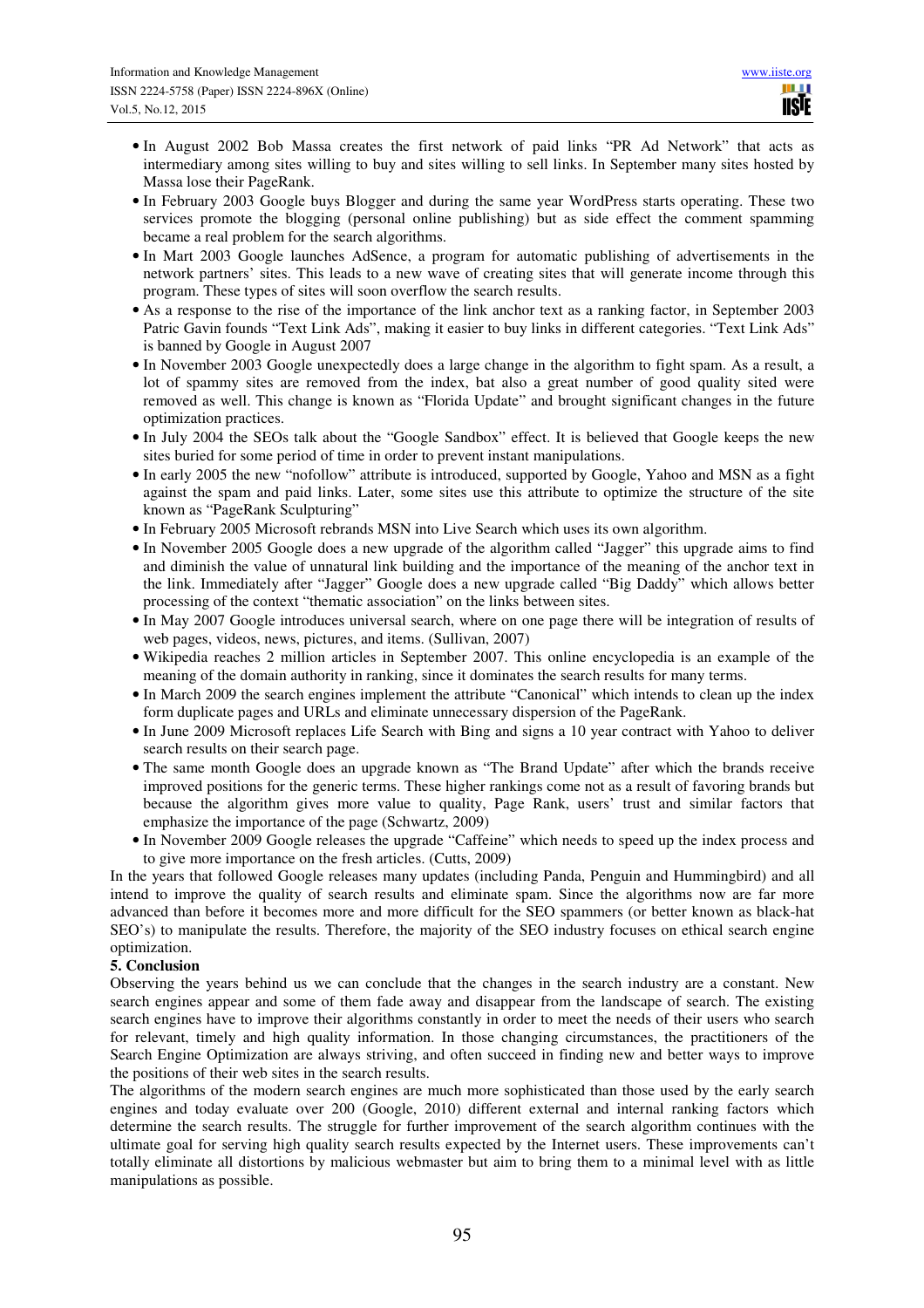- In August 2002 Bob Massa creates the first network of paid links "PR Ad Network" that acts as intermediary among sites willing to buy and sites willing to sell links. In September many sites hosted by Massa lose their PageRank.
- In February 2003 Google buys Blogger and during the same year WordPress starts operating. These two services promote the blogging (personal online publishing) but as side effect the comment spamming became a real problem for the search algorithms.
- In Mart 2003 Google launches AdSence, a program for automatic publishing of advertisements in the network partners' sites. This leads to a new wave of creating sites that will generate income through this program. These types of sites will soon overflow the search results.
- As a response to the rise of the importance of the link anchor text as a ranking factor, in September 2003 Patric Gavin founds "Text Link Ads", making it easier to buy links in different categories. "Text Link Ads" is banned by Google in August 2007
- In November 2003 Google unexpectedly does a large change in the algorithm to fight spam. As a result, a lot of spammy sites are removed from the index, bat also a great number of good quality sited were removed as well. This change is known as "Florida Update" and brought significant changes in the future optimization practices.
- In July 2004 the SEOs talk about the "Google Sandbox" effect. It is believed that Google keeps the new sites buried for some period of time in order to prevent instant manipulations.
- In early 2005 the new "nofollow" attribute is introduced, supported by Google, Yahoo and MSN as a fight against the spam and paid links. Later, some sites use this attribute to optimize the structure of the site known as "PageRank Sculpturing"
- In February 2005 Microsoft rebrands MSN into Live Search which uses its own algorithm.
- In November 2005 Google does a new upgrade of the algorithm called "Jagger" this upgrade aims to find and diminish the value of unnatural link building and the importance of the meaning of the anchor text in the link. Immediately after "Jagger" Google does a new upgrade called "Big Daddy" which allows better processing of the context "thematic association" on the links between sites.
- In May 2007 Google introduces universal search, where on one page there will be integration of results of web pages, videos, news, pictures, and items. (Sullivan, 2007)
- Wikipedia reaches 2 million articles in September 2007. This online encyclopedia is an example of the meaning of the domain authority in ranking, since it dominates the search results for many terms.
- In March 2009 the search engines implement the attribute "Canonical" which intends to clean up the index form duplicate pages and URLs and eliminate unnecessary dispersion of the PageRank.
- In June 2009 Microsoft replaces Life Search with Bing and signs a 10 year contract with Yahoo to deliver search results on their search page.
- The same month Google does an upgrade known as "The Brand Update" after which the brands receive improved positions for the generic terms. These higher rankings come not as a result of favoring brands but because the algorithm gives more value to quality, Page Rank, users' trust and similar factors that emphasize the importance of the page (Schwartz, 2009)
- In November 2009 Google releases the upgrade "Caffeine" which needs to speed up the index process and to give more importance on the fresh articles. (Cutts, 2009)

In the years that followed Google releases many updates (including Panda, Penguin and Hummingbird) and all intend to improve the quality of search results and eliminate spam. Since the algorithms now are far more advanced than before it becomes more and more difficult for the SEO spammers (or better known as black-hat SEO's) to manipulate the results. Therefore, the majority of the SEO industry focuses on ethical search engine optimization.

## 5. Conclusion

Observing the years behind us we can conclude that the changes in the search industry are a constant. New search engines appear and some of them fade away and disappear from the landscape of search. The existing search engines have to improve their algorithms constantly in order to meet the needs of their users who search for relevant, timely and high quality information. In those changing circumstances, the practitioners of the Search Engine Optimization are always striving, and often succeed in finding new and better ways to improve the positions of their web sites in the search results.

The algorithms of the modern search engines are much more sophisticated than those used by the early search engines and today evaluate over 200 (Google, 2010) different external and internal ranking factors which determine the search results. The struggle for further improvement of the search algorithm continues with the ultimate goal for serving high quality search results expected by the Internet users. These improvements can't totally eliminate all distortions by malicious webmaster but aim to bring them to a minimal level with as little manipulations as possible.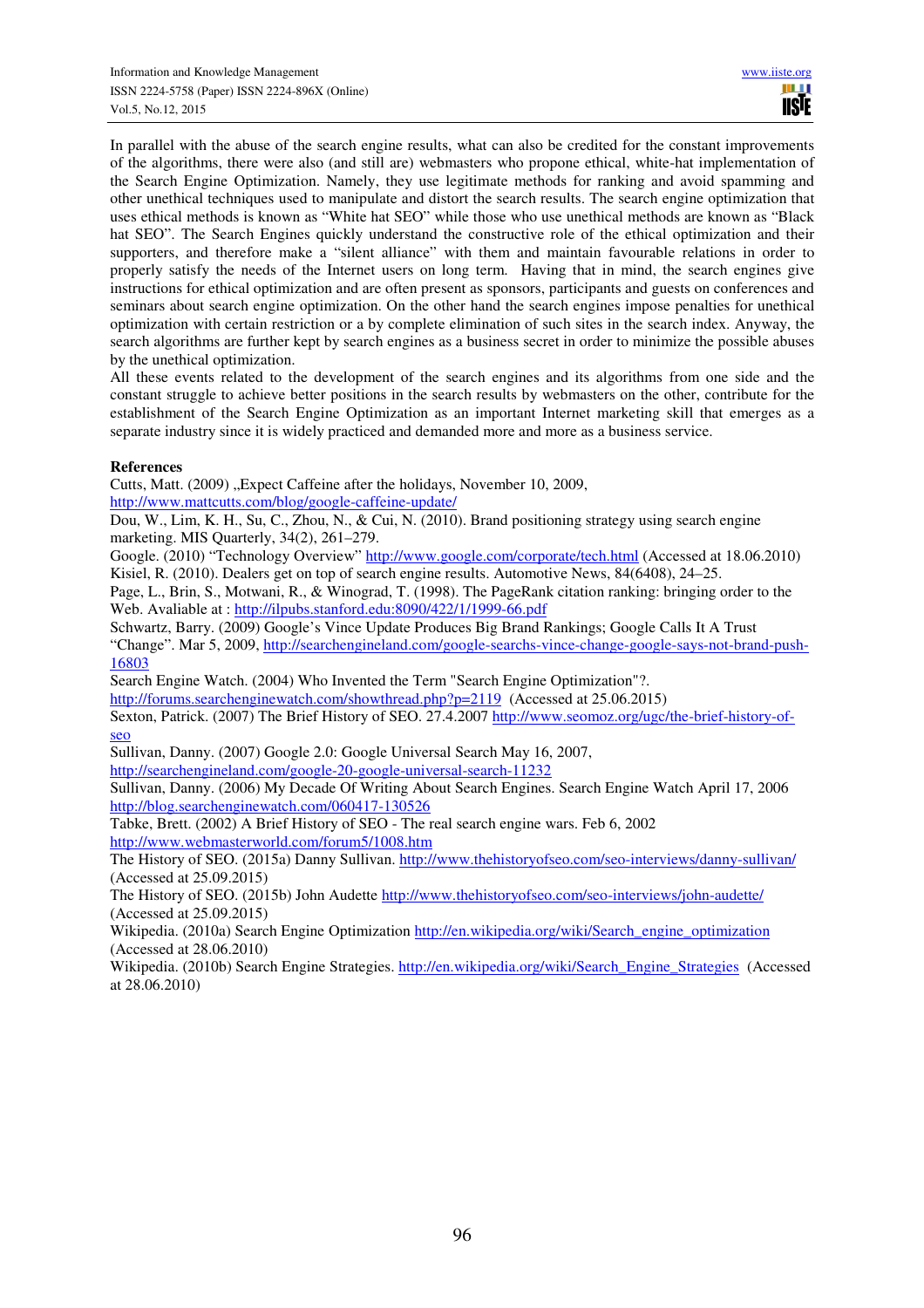In parallel with the abuse of the search engine results, what can also be credited for the constant improvements of the algorithms, there were also (and still are) webmasters who propone ethical, white-hat implementation of the Search Engine Optimization. Namely, they use legitimate methods for ranking and avoid spamming and other unethical techniques used to manipulate and distort the search results. The search engine optimization that uses ethical methods is known as "White hat SEO" while those who use unethical methods are known as "Black hat SEO". The Search Engines quickly understand the constructive role of the ethical optimization and their supporters, and therefore make a "silent alliance" with them and maintain favourable relations in order to properly satisfy the needs of the Internet users on long term. Having that in mind, the search engines give instructions for ethical optimization and are often present as sponsors, participants and guests on conferences and seminars about search engine optimization. On the other hand the search engines impose penalties for unethical optimization with certain restriction or a by complete elimination of such sites in the search index. Anyway, the search algorithms are further kept by search engines as a business secret in order to minimize the possible abuses by the unethical optimization.

All these events related to the development of the search engines and its algorithms from one side and the constant struggle to achieve better positions in the search results by webmasters on the other, contribute for the establishment of the Search Engine Optimization as an important Internet marketing skill that emerges as a separate industry since it is widely practiced and demanded more and more as a business service.

**References**

Cutts, Matt. (2009) „Expect Caffeine after the holidays, November 10, 2009, http://www.mattcutts.com/blog/google-caffeine-update/

Dou, W., Lim, K. H., Su, C., Zhou, N., & Cui, N. (2010). Brand positioning strategy using search engine marketing. MIS Quarterly, 34(2), 261–279.

Google. (2010) "Technology Overview" http://www.google.com/corporate/tech.html (Accessed at 18.06.2010)

Kisiel, R. (2010). Dealers get on top of search engine results. Automotive News, 84(6408), 24–25.

Page, L., Brin, S., Motwani, R., & Winograd, T. (1998). The PageRank citation ranking: bringing order to the Web. Avaliable at : http://ilpubs.stanford.edu:8090/422/1/1999-66.pdf

Schwartz, Barry. (2009) Google's Vince Update Produces Big Brand Rankings; Google Calls It A Trust "Change". Mar 5, 2009, http://searchengineland.com/google-searchs-vince-change-google-says-not-brand-push-16803

Search Engine Watch. (2004) Who Invented the Term "Search Engine Optimization"?. http://forums.searchenginewatch.com/showthread.php?p=2119 (Accessed at 25.06.2015)

Sexton, Patrick. (2007) The Brief History of SEO. 27.4.2007 http://www.seomoz.org/ugc/the-brief-history-of-seo

Sullivan, Danny. (2007) Google 2.0: Google Universal Search May 16, 2007, http://searchengineland.com/google-20-google-universal-search-11232

Sullivan, Danny. (2006) My Decade Of Writing About Search Engines. Search Engine Watch April 17, 2006 http://blog.searchenginewatch.com/060417-130526

Tabke, Brett. (2002) A Brief History of SEO - The real search engine wars. Feb 6, 2002 http://www.webmasterworld.com/forum5/1008.htm

The History of SEO. (2015a) Danny Sullivan. http://www.thehistoryofseo.com/seo-interviews/danny-sullivan/ (Accessed at 25.09.2015)

The History of SEO. (2015b) John Audette http://www.thehistoryofseo.com/seo-interviews/john-audette/ (Accessed at 25.09.2015)

Wikipedia. (2010a) Search Engine Optimization http://en.wikipedia.org/wiki/Search_engine_optimization (Accessed at 28.06.2010)

Wikipedia. (2010b) Search Engine Strategies. http://en.wikipedia.org/wiki/Search_Engine_Strategies (Accessed at 28.06.2010)